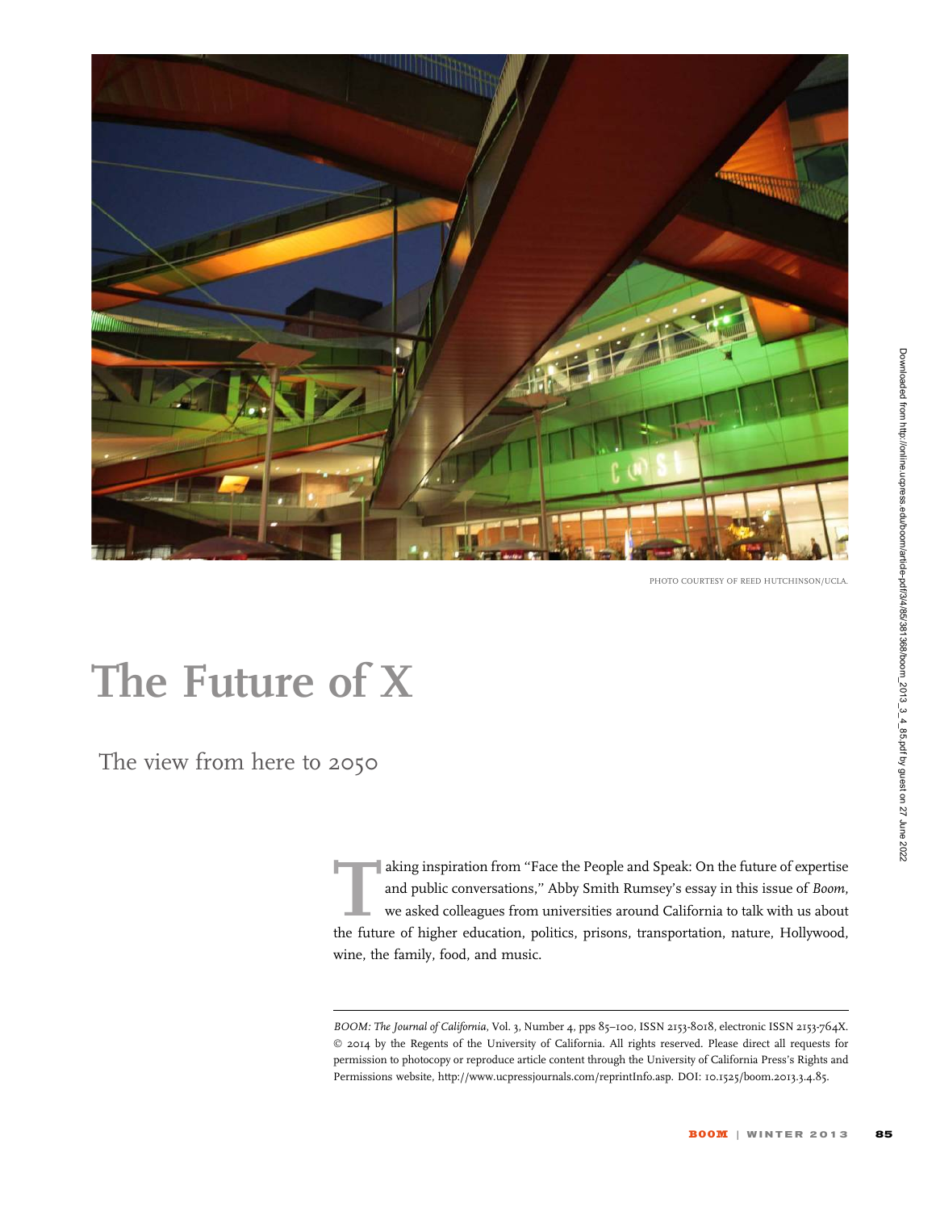PHOTO COURTESY OF REED HUTCHINSON/UCLA.

# The Future of X

## The view from here to 2050

Taking inspiration from "Face the People and Speak: On the future of expertise and public conversations," Abby Smith Rumsey's essay in this issue of *Boom*, we asked colleagues from universities around California to talk with us about the future of higher education, politics, prisons, transportation, nature, Hollywood, wine, the family, food, and music.

---

*BOOM: The Journal of California*, Vol. 3, Number 4, pps 85–100, ISSN 2153-8018, electronic ISSN 2153-764X. © 2014 by the Regents of the University of California. All rights reserved. Please direct all requests for permission to photocopy or reproduce article content through the University of California Press's Rights and Permissions website, http://www.ucpressjournals.com/reprintInfo.asp. DOI: 10.1525/boom.2013.3.4.85.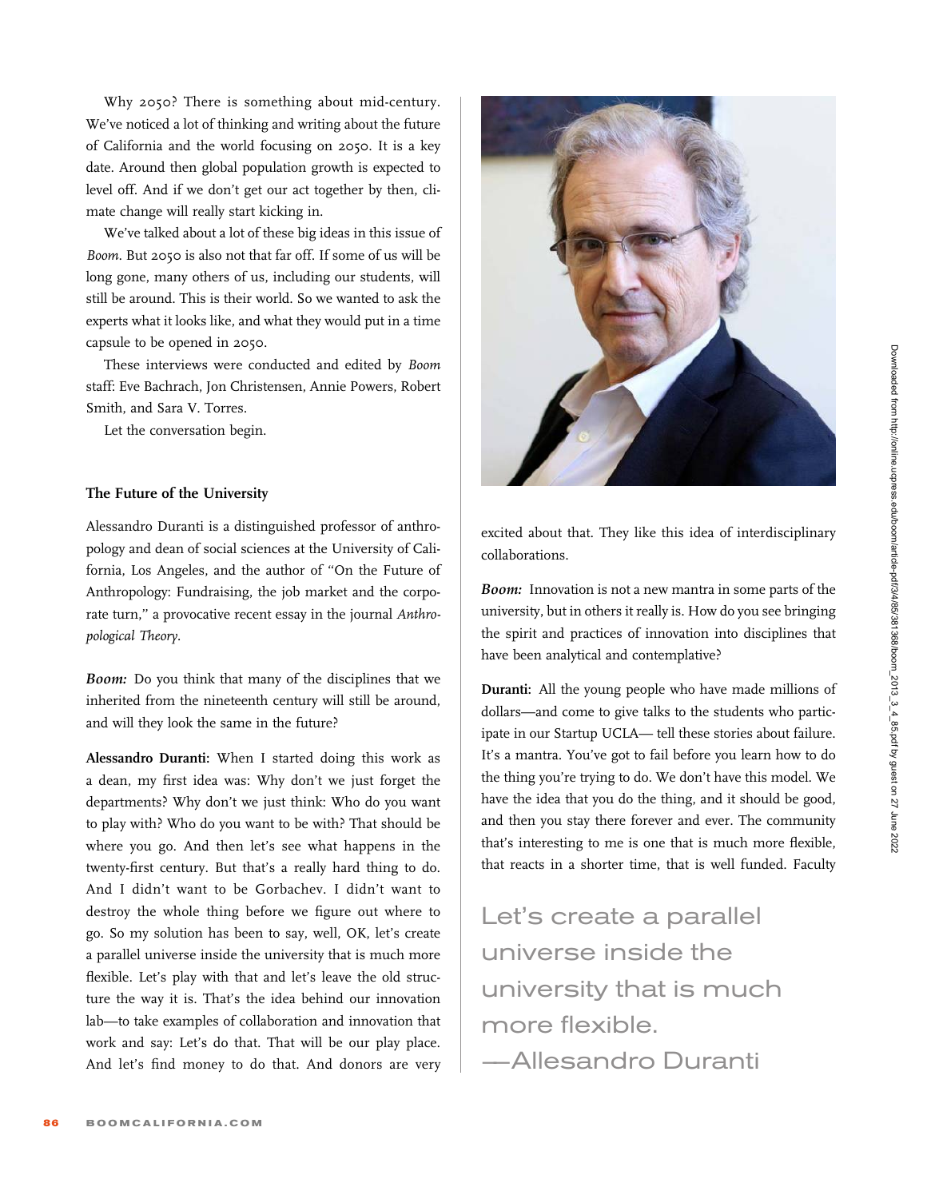Why 2050? There is something about mid-century. We've noticed a lot of thinking and writing about the future of California and the world focusing on 2050. It is a key date. Around then global population growth is expected to level off. And if we don't get our act together by then, climate change will really start kicking in.

We've talked about a lot of these big ideas in this issue of *Boom*. But 2050 is also not that far off. If some of us will be long gone, many others of us, including our students, will still be around. This is their world. So we wanted to ask the experts what it looks like, and what they would put in a time capsule to be opened in 2050.

These interviews were conducted and edited by *Boom* staff: Eve Bachrach, Jon Christensen, Annie Powers, Robert Smith, and Sara V. Torres.

Let the conversation begin.

### The Future of the University

Alessandro Duranti is a distinguished professor of anthropology and dean of social sciences at the University of California, Los Angeles, and the author of "On the Future of Anthropology: Fundraising, the job market and the corporate turn," a provocative recent essay in the journal *Anthropological Theory*.

***Boom:*** Do you think that many of the disciplines that we inherited from the nineteenth century will still be around, and will they look the same in the future?

**Alessandro Duranti:** When I started doing this work as a dean, my first idea was: Why don't we just forget the departments? Why don't we just think: Who do you want to play with? Who do you want to be with? That should be where you go. And then let's see what happens in the twenty-first century. But that's a really hard thing to do. And I didn't want to be Gorbachev. I didn't want to destroy the whole thing before we figure out where to go. So my solution has been to say, well, OK, let's create a parallel universe inside the university that is much more flexible. Let's play with that and let's leave the old structure the way it is. That's the idea behind our innovation lab—to take examples of collaboration and innovation that work and say: Let's do that. That will be our play place. And let's find money to do that. And donors are very excited about that. They like this idea of interdisciplinary collaborations.

***Boom:*** Innovation is not a new mantra in some parts of the university, but in others it really is. How do you see bringing the spirit and practices of innovation into disciplines that have been analytical and contemplative?

**Duranti:** All the young people who have made millions of dollars—and come to give talks to the students who participate in our Startup UCLA— tell these stories about failure. It's a mantra. You've got to fail before you learn how to do the thing you're trying to do. We don't have this model. We have the idea that you do the thing, and it should be good, and then you stay there forever and ever. The community that's interesting to me is one that is much more flexible, that reacts in a shorter time, that is well funded. Faculty

> Let's create a parallel universe inside the university that is much more flexible.
> —Allesandro Duranti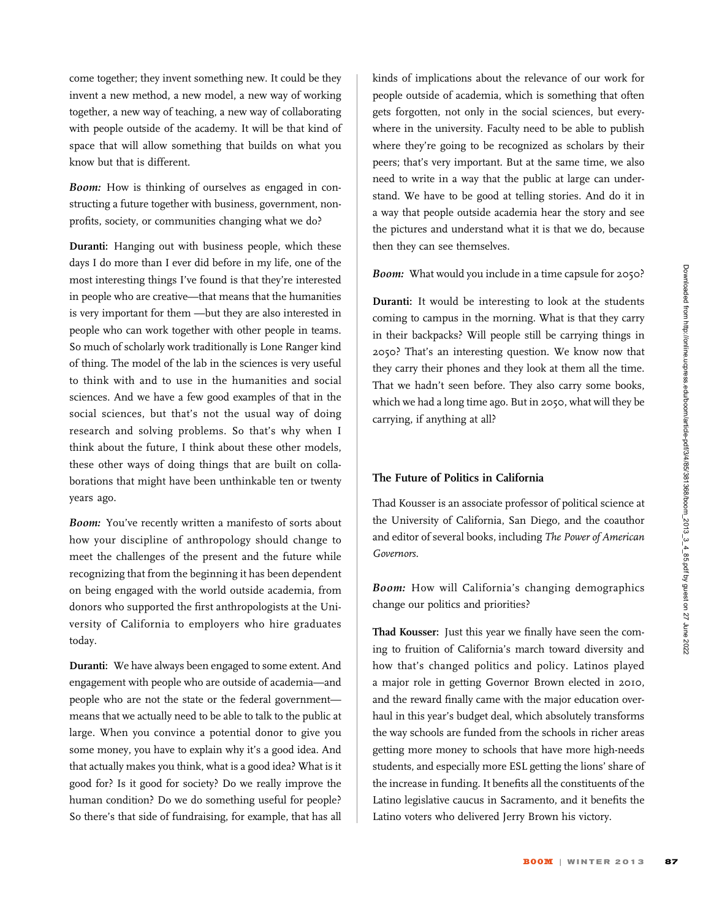come together; they invent something new. It could be they invent a new method, a new model, a new way of working together, a new way of teaching, a new way of collaborating with people outside of the academy. It will be that kind of space that will allow something that builds on what you know but that is different.

***Boom:*** How is thinking of ourselves as engaged in constructing a future together with business, government, nonprofits, society, or communities changing what we do?

**Duranti:** Hanging out with business people, which these days I do more than I ever did before in my life, one of the most interesting things I've found is that they're interested in people who are creative—that means that the humanities is very important for them —but they are also interested in people who can work together with other people in teams. So much of scholarly work traditionally is Lone Ranger kind of thing. The model of the lab in the sciences is very useful to think with and to use in the humanities and social sciences. And we have a few good examples of that in the social sciences, but that's not the usual way of doing research and solving problems. So that's why when I think about the future, I think about these other models, these other ways of doing things that are built on collaborations that might have been unthinkable ten or twenty years ago.

***Boom:*** You've recently written a manifesto of sorts about how your discipline of anthropology should change to meet the challenges of the present and the future while recognizing that from the beginning it has been dependent on being engaged with the world outside academia, from donors who supported the first anthropologists at the University of California to employers who hire graduates today.

**Duranti:** We have always been engaged to some extent. And engagement with people who are outside of academia—and people who are not the state or the federal government—means that we actually need to be able to talk to the public at large. When you convince a potential donor to give you some money, you have to explain why it's a good idea. And that actually makes you think, what is a good idea? What is it good for? Is it good for society? Do we really improve the human condition? Do we do something useful for people? So there's that side of fundraising, for example, that has all kinds of implications about the relevance of our work for people outside of academia, which is something that often gets forgotten, not only in the social sciences, but everywhere in the university. Faculty need to be able to publish where they're going to be recognized as scholars by their peers; that's very important. But at the same time, we also need to write in a way that the public at large can understand. We have to be good at telling stories. And do it in a way that people outside academia hear the story and see the pictures and understand what it is that we do, because then they can see themselves.

***Boom:*** What would you include in a time capsule for 2050?

**Duranti:** It would be interesting to look at the students coming to campus in the morning. What is that they carry in their backpacks? Will people still be carrying things in 2050? That's an interesting question. We know now that they carry their phones and they look at them all the time. That we hadn't seen before. They also carry some books, which we had a long time ago. But in 2050, what will they be carrying, if anything at all?

## The Future of Politics in California

Thad Kousser is an associate professor of political science at the University of California, San Diego, and the coauthor and editor of several books, including *The Power of American Governors*.

***Boom:*** How will California's changing demographics change our politics and priorities?

**Thad Kousser:** Just this year we finally have seen the coming to fruition of California's march toward diversity and how that's changed politics and policy. Latinos played a major role in getting Governor Brown elected in 2010, and the reward finally came with the major education overhaul in this year's budget deal, which absolutely transforms the way schools are funded from the schools in richer areas getting more money to schools that have more high-needs students, and especially more ESL getting the lions' share of the increase in funding. It benefits all the constituents of the Latino legislative caucus in Sacramento, and it benefits the Latino voters who delivered Jerry Brown his victory.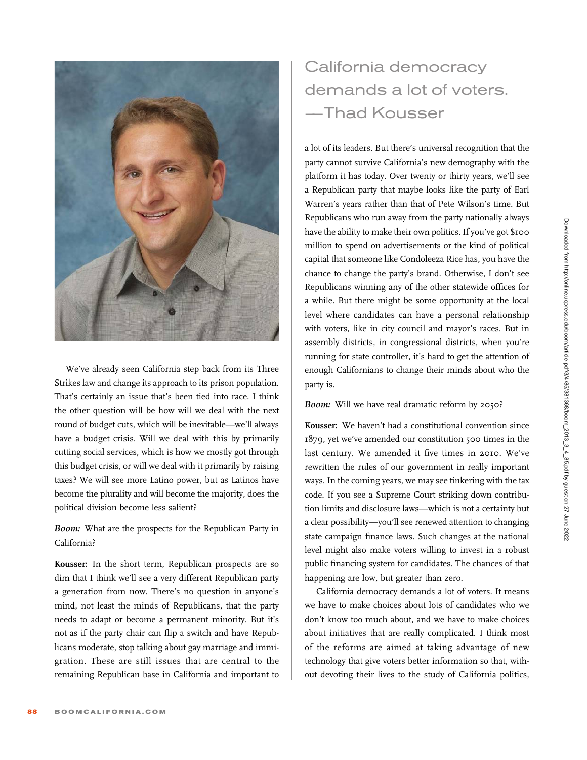We've already seen California step back from its Three Strikes law and change its approach to its prison population. That's certainly an issue that's been tied into race. I think the other question will be how will we deal with the next round of budget cuts, which will be inevitable—we'll always have a budget crisis. Will we deal with this by primarily cutting social services, which is how we mostly got through this budget crisis, or will we deal with it primarily by raising taxes? We will see more Latino power, but as Latinos have become the plurality and will become the majority, does the political division become less salient?

***Boom:*** What are the prospects for the Republican Party in California?

**Kousser:** In the short term, Republican prospects are so dim that I think we'll see a very different Republican party a generation from now. There's no question in anyone's mind, not least the minds of Republicans, that the party needs to adapt or become a permanent minority. But it's not as if the party chair can flip a switch and have Republicans moderate, stop talking about gay marriage and immigration. These are still issues that are central to the remaining Republican base in California and important to a lot of its leaders. But there's universal recognition that the party cannot survive California's new demography with the platform it has today. Over twenty or thirty years, we'll see a Republican party that maybe looks like the party of Earl Warren's years rather than that of Pete Wilson's time. But Republicans who run away from the party nationally always have the ability to make their own politics. If you've got $100 million to spend on advertisements or the kind of political capital that someone like Condoleeza Rice has, you have the chance to change the party's brand. Otherwise, I don't see Republicans winning any of the other statewide offices for a while. But there might be some opportunity at the local level where candidates can have a personal relationship with voters, like in city council and mayor's races. But in assembly districts, in congressional districts, when you're running for state controller, it's hard to get the attention of enough Californians to change their minds about who the party is.

> California democracy demands a lot of voters.
> —Thad Kousser

***Boom:*** Will we have real dramatic reform by 2050?

**Kousser:** We haven't had a constitutional convention since 1879, yet we've amended our constitution 500 times in the last century. We amended it five times in 2010. We've rewritten the rules of our government in really important ways. In the coming years, we may see tinkering with the tax code. If you see a Supreme Court striking down contribution limits and disclosure laws—which is not a certainty but a clear possibility—you'll see renewed attention to changing state campaign finance laws. Such changes at the national level might also make voters willing to invest in a robust public financing system for candidates. The chances of that happening are low, but greater than zero.

California democracy demands a lot of voters. It means we have to make choices about lots of candidates who we don't know too much about, and we have to make choices about initiatives that are really complicated. I think most of the reforms are aimed at taking advantage of new technology that give voters better information so that, without devoting their lives to the study of California politics,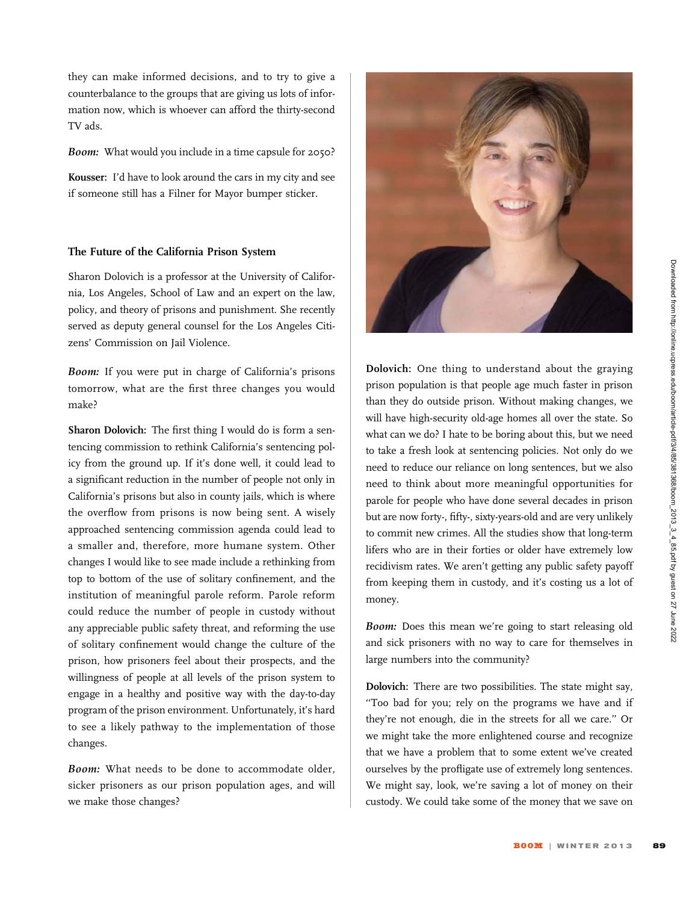they can make informed decisions, and to try to give a counterbalance to the groups that are giving us lots of information now, which is whoever can afford the thirty-second TV ads.

***Boom:*** What would you include in a time capsule for 2050?

**Kousser:** I'd have to look around the cars in my city and see if someone still has a Filner for Mayor bumper sticker.

### The Future of the California Prison System

Sharon Dolovich is a professor at the University of California, Los Angeles, School of Law and an expert on the law, policy, and theory of prisons and punishment. She recently served as deputy general counsel for the Los Angeles Citizens' Commission on Jail Violence.

***Boom:*** If you were put in charge of California's prisons tomorrow, what are the first three changes you would make?

**Sharon Dolovich:** The first thing I would do is form a sentencing commission to rethink California's sentencing policy from the ground up. If it's done well, it could lead to a significant reduction in the number of people not only in California's prisons but also in county jails, which is where the overflow from prisons is now being sent. A wisely approached sentencing commission agenda could lead to a smaller and, therefore, more humane system. Other changes I would like to see made include a rethinking from top to bottom of the use of solitary confinement, and the institution of meaningful parole reform. Parole reform could reduce the number of people in custody without any appreciable public safety threat, and reforming the use of solitary confinement would change the culture of the prison, how prisoners feel about their prospects, and the willingness of people at all levels of the prison system to engage in a healthy and positive way with the day-to-day program of the prison environment. Unfortunately, it's hard to see a likely pathway to the implementation of those changes.

***Boom:*** What needs to be done to accommodate older, sicker prisoners as our prison population ages, and will we make those changes?

**Dolovich:** One thing to understand about the graying prison population is that people age much faster in prison than they do outside prison. Without making changes, we will have high-security old-age homes all over the state. So what can we do? I hate to be boring about this, but we need to take a fresh look at sentencing policies. Not only do we need to reduce our reliance on long sentences, but we also need to think about more meaningful opportunities for parole for people who have done several decades in prison but are now forty-, fifty-, sixty-years-old and are very unlikely to commit new crimes. All the studies show that long-term lifers who are in their forties or older have extremely low recidivism rates. We aren't getting any public safety payoff from keeping them in custody, and it's costing us a lot of money.

***Boom:*** Does this mean we're going to start releasing old and sick prisoners with no way to care for themselves in large numbers into the community?

**Dolovich:** There are two possibilities. The state might say, "Too bad for you; rely on the programs we have and if they're not enough, die in the streets for all we care." Or we might take the more enlightened course and recognize that we have a problem that to some extent we've created ourselves by the profligate use of extremely long sentences. We might say, look, we're saving a lot of money on their custody. We could take some of the money that we save on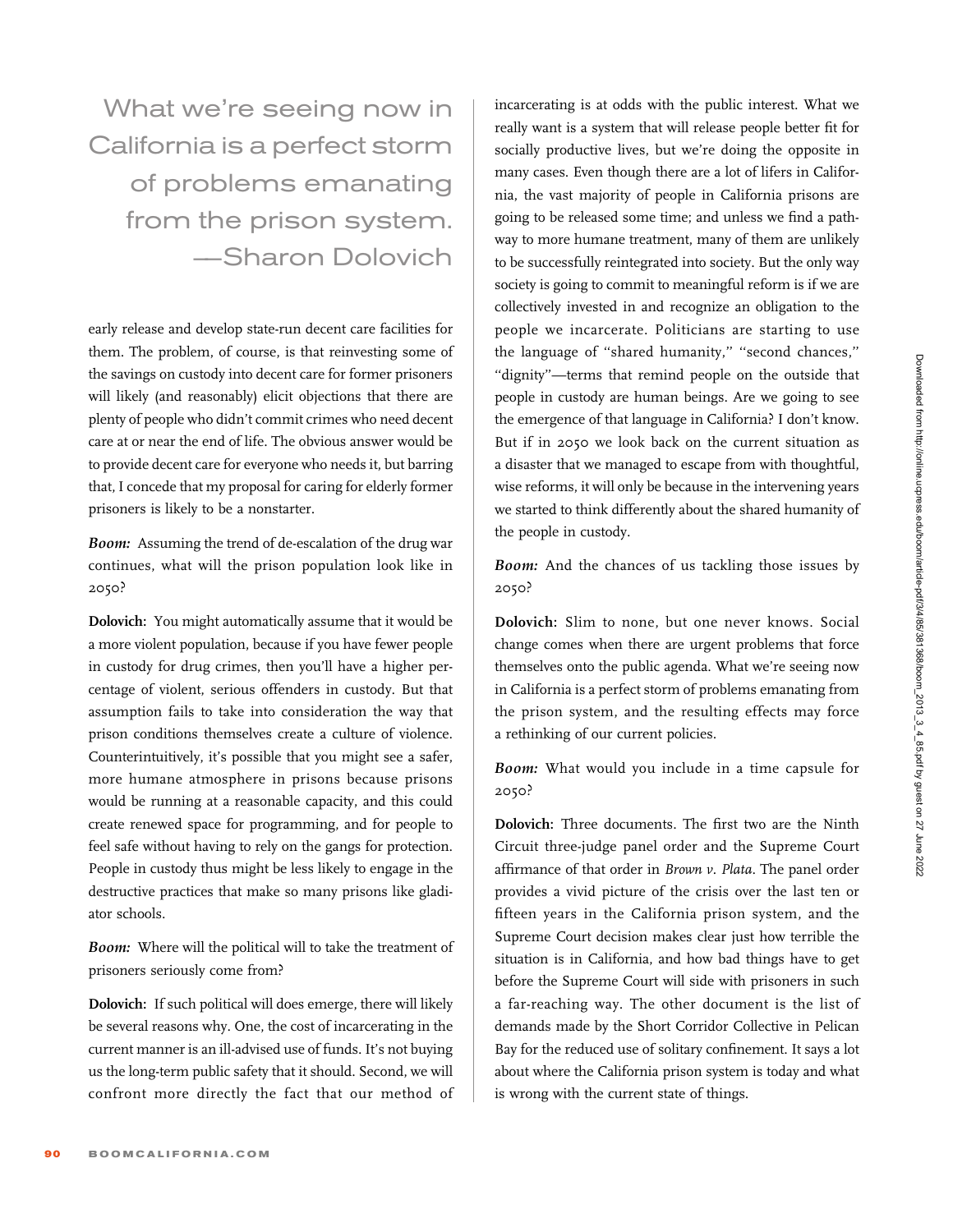> What we're seeing now in California is a perfect storm of problems emanating from the prison system. —Sharon Dolovich

early release and develop state-run decent care facilities for them. The problem, of course, is that reinvesting some of the savings on custody into decent care for former prisoners will likely (and reasonably) elicit objections that there are plenty of people who didn't commit crimes who need decent care at or near the end of life. The obvious answer would be to provide decent care for everyone who needs it, but barring that, I concede that my proposal for caring for elderly former prisoners is likely to be a nonstarter.

***Boom:*** Assuming the trend of de-escalation of the drug war continues, what will the prison population look like in 2050?

**Dolovich:** You might automatically assume that it would be a more violent population, because if you have fewer people in custody for drug crimes, then you'll have a higher percentage of violent, serious offenders in custody. But that assumption fails to take into consideration the way that prison conditions themselves create a culture of violence. Counterintuitively, it's possible that you might see a safer, more humane atmosphere in prisons because prisons would be running at a reasonable capacity, and this could create renewed space for programming, and for people to feel safe without having to rely on the gangs for protection. People in custody thus might be less likely to engage in the destructive practices that make so many prisons like gladiator schools.

***Boom:*** Where will the political will to take the treatment of prisoners seriously come from?

**Dolovich:** If such political will does emerge, there will likely be several reasons why. One, the cost of incarcerating in the current manner is an ill-advised use of funds. It's not buying us the long-term public safety that it should. Second, we will confront more directly the fact that our method of incarcerating is at odds with the public interest. What we really want is a system that will release people better fit for socially productive lives, but we're doing the opposite in many cases. Even though there are a lot of lifers in California, the vast majority of people in California prisons are going to be released some time; and unless we find a pathway to more humane treatment, many of them are unlikely to be successfully reintegrated into society. But the only way society is going to commit to meaningful reform is if we are collectively invested in and recognize an obligation to the people we incarcerate. Politicians are starting to use the language of "shared humanity," "second chances," "dignity"—terms that remind people on the outside that people in custody are human beings. Are we going to see the emergence of that language in California? I don't know. But if in 2050 we look back on the current situation as a disaster that we managed to escape from with thoughtful, wise reforms, it will only be because in the intervening years we started to think differently about the shared humanity of the people in custody.

***Boom:*** And the chances of us tackling those issues by 2050?

**Dolovich:** Slim to none, but one never knows. Social change comes when there are urgent problems that force themselves onto the public agenda. What we're seeing now in California is a perfect storm of problems emanating from the prison system, and the resulting effects may force a rethinking of our current policies.

***Boom:*** What would you include in a time capsule for 2050?

**Dolovich:** Three documents. The first two are the Ninth Circuit three-judge panel order and the Supreme Court affirmance of that order in *Brown v. Plata*. The panel order provides a vivid picture of the crisis over the last ten or fifteen years in the California prison system, and the Supreme Court decision makes clear just how terrible the situation is in California, and how bad things have to get before the Supreme Court will side with prisoners in such a far-reaching way. The other document is the list of demands made by the Short Corridor Collective in Pelican Bay for the reduced use of solitary confinement. It says a lot about where the California prison system is today and what is wrong with the current state of things.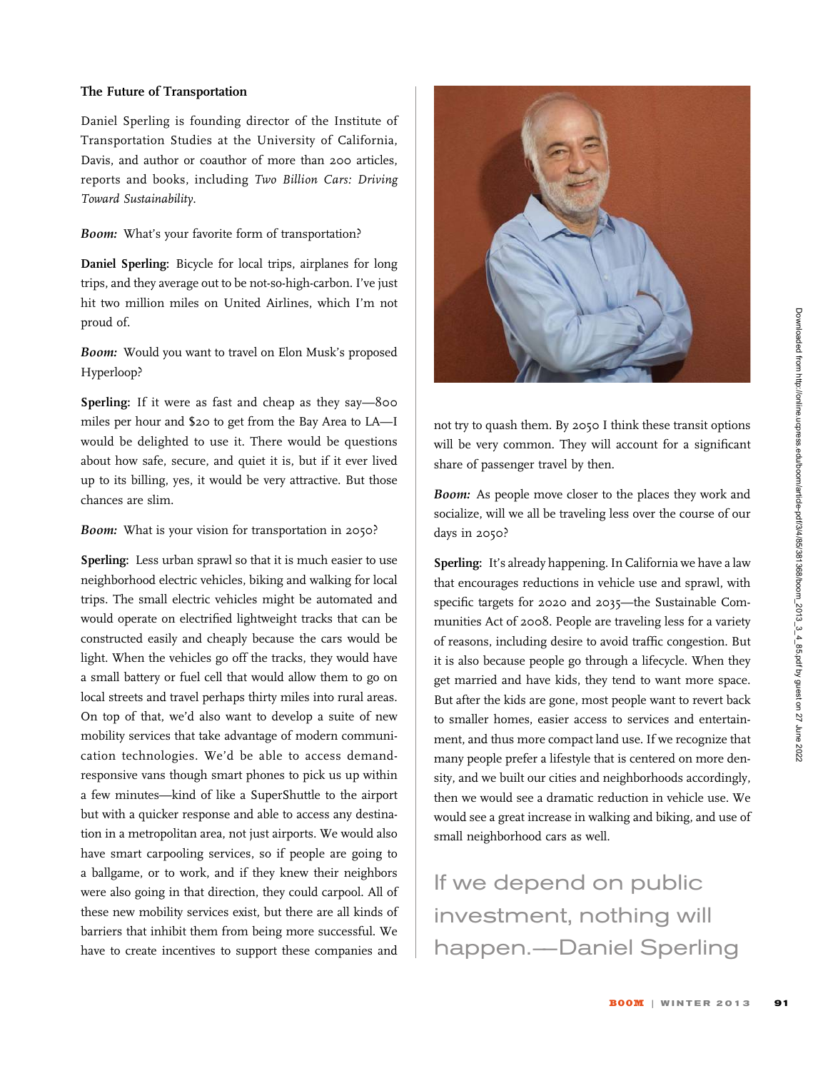### The Future of Transportation

Daniel Sperling is founding director of the Institute of Transportation Studies at the University of California, Davis, and author or coauthor of more than 200 articles, reports and books, including *Two Billion Cars: Driving Toward Sustainability*.

***Boom:*** What's your favorite form of transportation?

**Daniel Sperling:** Bicycle for local trips, airplanes for long trips, and they average out to be not-so-high-carbon. I've just hit two million miles on United Airlines, which I'm not proud of.

***Boom:*** Would you want to travel on Elon Musk's proposed Hyperloop?

**Sperling:** If it were as fast and cheap as they say—800 miles per hour and $20 to get from the Bay Area to LA—I would be delighted to use it. There would be questions about how safe, secure, and quiet it is, but if it ever lived up to its billing, yes, it would be very attractive. But those chances are slim.

***Boom:*** What is your vision for transportation in 2050?

**Sperling:** Less urban sprawl so that it is much easier to use neighborhood electric vehicles, biking and walking for local trips. The small electric vehicles might be automated and would operate on electrified lightweight tracks that can be constructed easily and cheaply because the cars would be light. When the vehicles go off the tracks, they would have a small battery or fuel cell that would allow them to go on local streets and travel perhaps thirty miles into rural areas. On top of that, we'd also want to develop a suite of new mobility services that take advantage of modern communication technologies. We'd be able to access demand-responsive vans though smart phones to pick us up within a few minutes—kind of like a SuperShuttle to the airport but with a quicker response and able to access any destination in a metropolitan area, not just airports. We would also have smart carpooling services, so if people are going to a ballgame, or to work, and if they knew their neighbors were also going in that direction, they could carpool. All of these new mobility services exist, but there are all kinds of barriers that inhibit them from being more successful. We have to create incentives to support these companies and not try to quash them. By 2050 I think these transit options will be very common. They will account for a significant share of passenger travel by then.

***Boom:*** As people move closer to the places they work and socialize, will we all be traveling less over the course of our days in 2050?

**Sperling:** It's already happening. In California we have a law that encourages reductions in vehicle use and sprawl, with specific targets for 2020 and 2035—the Sustainable Communities Act of 2008. People are traveling less for a variety of reasons, including desire to avoid traffic congestion. But it is also because people go through a lifecycle. When they get married and have kids, they tend to want more space. But after the kids are gone, most people want to revert back to smaller homes, easier access to services and entertainment, and thus more compact land use. If we recognize that many people prefer a lifestyle that is centered on more density, and we built our cities and neighborhoods accordingly, then we would see a dramatic reduction in vehicle use. We would see a great increase in walking and biking, and use of small neighborhood cars as well.

> If we depend on public investment, nothing will happen.—Daniel Sperling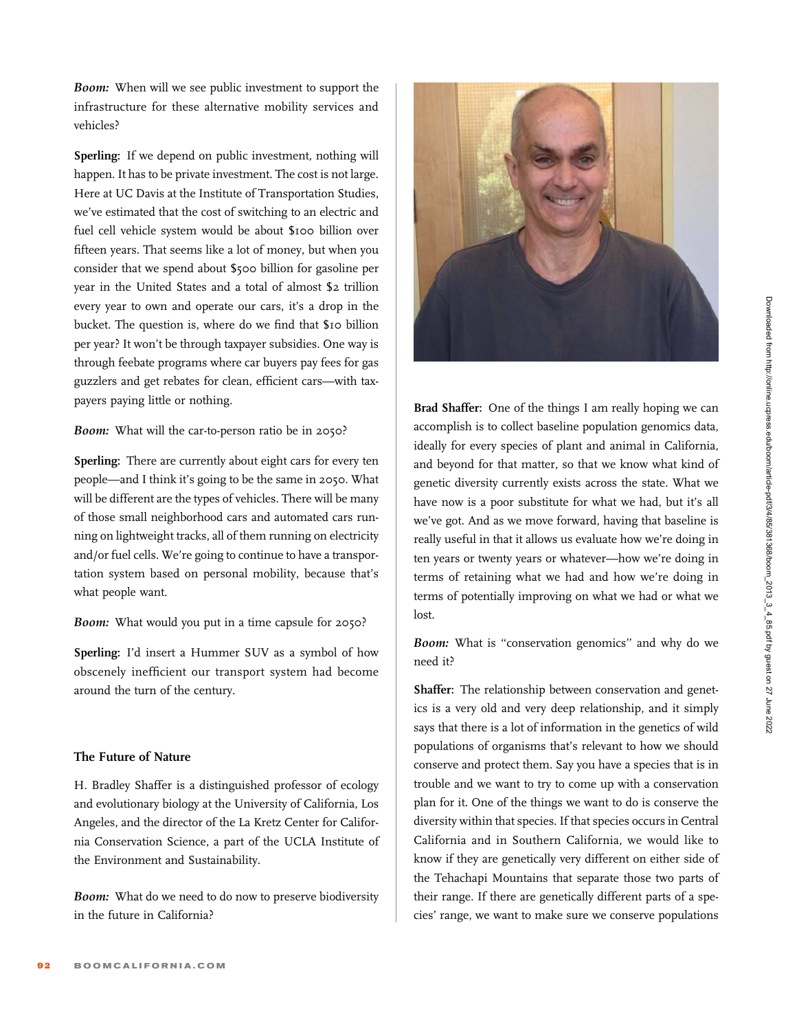*Boom:* When will we see public investment to support the infrastructure for these alternative mobility services and vehicles?

**Sperling:** If we depend on public investment, nothing will happen. It has to be private investment. The cost is not large. Here at UC Davis at the Institute of Transportation Studies, we've estimated that the cost of switching to an electric and fuel cell vehicle system would be about $100 billion over fifteen years. That seems like a lot of money, but when you consider that we spend about $500 billion for gasoline per year in the United States and a total of almost $2 trillion every year to own and operate our cars, it's a drop in the bucket. The question is, where do we find that $10 billion per year? It won't be through taxpayer subsidies. One way is through feebate programs where car buyers pay fees for gas guzzlers and get rebates for clean, efficient cars—with taxpayers paying little or nothing.

*Boom:* What will the car-to-person ratio be in 2050?

**Sperling:** There are currently about eight cars for every ten people—and I think it's going to be the same in 2050. What will be different are the types of vehicles. There will be many of those small neighborhood cars and automated cars running on lightweight tracks, all of them running on electricity and/or fuel cells. We're going to continue to have a transportation system based on personal mobility, because that's what people want.

*Boom:* What would you put in a time capsule for 2050?

**Sperling:** I'd insert a Hummer SUV as a symbol of how obscenely inefficient our transport system had become around the turn of the century.

### The Future of Nature

H. Bradley Shaffer is a distinguished professor of ecology and evolutionary biology at the University of California, Los Angeles, and the director of the La Kretz Center for California Conservation Science, a part of the UCLA Institute of the Environment and Sustainability.

*Boom:* What do we need to do now to preserve biodiversity in the future in California?

**Brad Shaffer:** One of the things I am really hoping we can accomplish is to collect baseline population genomics data, ideally for every species of plant and animal in California, and beyond for that matter, so that we know what kind of genetic diversity currently exists across the state. What we have now is a poor substitute for what we had, but it's all we've got. And as we move forward, having that baseline is really useful in that it allows us evaluate how we're doing in ten years or twenty years or whatever—how we're doing in terms of retaining what we had and how we're doing in terms of potentially improving on what we had or what we lost.

*Boom:* What is "conservation genomics" and why do we need it?

**Shaffer:** The relationship between conservation and genetics is a very old and very deep relationship, and it simply says that there is a lot of information in the genetics of wild populations of organisms that's relevant to how we should conserve and protect them. Say you have a species that is in trouble and we want to try to come up with a conservation plan for it. One of the things we want to do is conserve the diversity within that species. If that species occurs in Central California and in Southern California, we would like to know if they are genetically very different on either side of the Tehachapi Mountains that separate those two parts of their range. If there are genetically different parts of a species' range, we want to make sure we conserve populations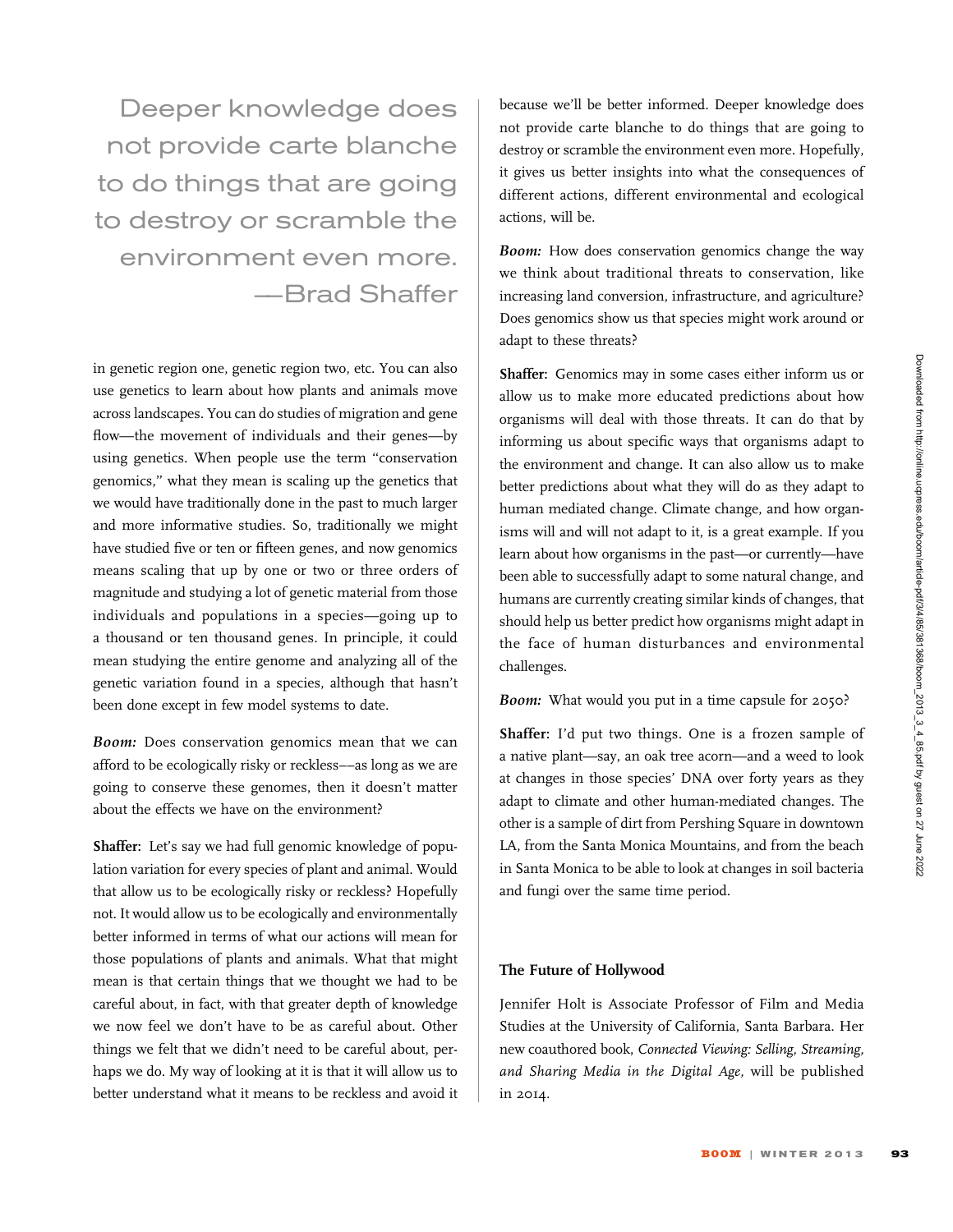Deeper knowledge does not provide carte blanche to do things that are going to destroy or scramble the environment even more. —Brad Shaffer

in genetic region one, genetic region two, etc. You can also use genetics to learn about how plants and animals move across landscapes. You can do studies of migration and gene flow—the movement of individuals and their genes—by using genetics. When people use the term "conservation genomics," what they mean is scaling up the genetics that we would have traditionally done in the past to much larger and more informative studies. So, traditionally we might have studied five or ten or fifteen genes, and now genomics means scaling that up by one or two or three orders of magnitude and studying a lot of genetic material from those individuals and populations in a species—going up to a thousand or ten thousand genes. In principle, it could mean studying the entire genome and analyzing all of the genetic variation found in a species, although that hasn't been done except in few model systems to date.

***Boom:*** Does conservation genomics mean that we can afford to be ecologically risky or reckless––as long as we are going to conserve these genomes, then it doesn't matter about the effects we have on the environment?

**Shaffer:** Let's say we had full genomic knowledge of population variation for every species of plant and animal. Would that allow us to be ecologically risky or reckless? Hopefully not. It would allow us to be ecologically and environmentally better informed in terms of what our actions will mean for those populations of plants and animals. What that might mean is that certain things that we thought we had to be careful about, in fact, with that greater depth of knowledge we now feel we don't have to be as careful about. Other things we felt that we didn't need to be careful about, perhaps we do. My way of looking at it is that it will allow us to better understand what it means to be reckless and avoid it because we'll be better informed. Deeper knowledge does not provide carte blanche to do things that are going to destroy or scramble the environment even more. Hopefully, it gives us better insights into what the consequences of different actions, different environmental and ecological actions, will be.

***Boom:*** How does conservation genomics change the way we think about traditional threats to conservation, like increasing land conversion, infrastructure, and agriculture? Does genomics show us that species might work around or adapt to these threats?

**Shaffer:** Genomics may in some cases either inform us or allow us to make more educated predictions about how organisms will deal with those threats. It can do that by informing us about specific ways that organisms adapt to the environment and change. It can also allow us to make better predictions about what they will do as they adapt to human mediated change. Climate change, and how organisms will and will not adapt to it, is a great example. If you learn about how organisms in the past—or currently—have been able to successfully adapt to some natural change, and humans are currently creating similar kinds of changes, that should help us better predict how organisms might adapt in the face of human disturbances and environmental challenges.

***Boom:*** What would you put in a time capsule for 2050?

**Shaffer:** I'd put two things. One is a frozen sample of a native plant—say, an oak tree acorn—and a weed to look at changes in those species' DNA over forty years as they adapt to climate and other human-mediated changes. The other is a sample of dirt from Pershing Square in downtown LA, from the Santa Monica Mountains, and from the beach in Santa Monica to be able to look at changes in soil bacteria and fungi over the same time period.

### The Future of Hollywood

Jennifer Holt is Associate Professor of Film and Media Studies at the University of California, Santa Barbara. Her new coauthored book, *Connected Viewing: Selling, Streaming, and Sharing Media in the Digital Age,* will be published in 2014.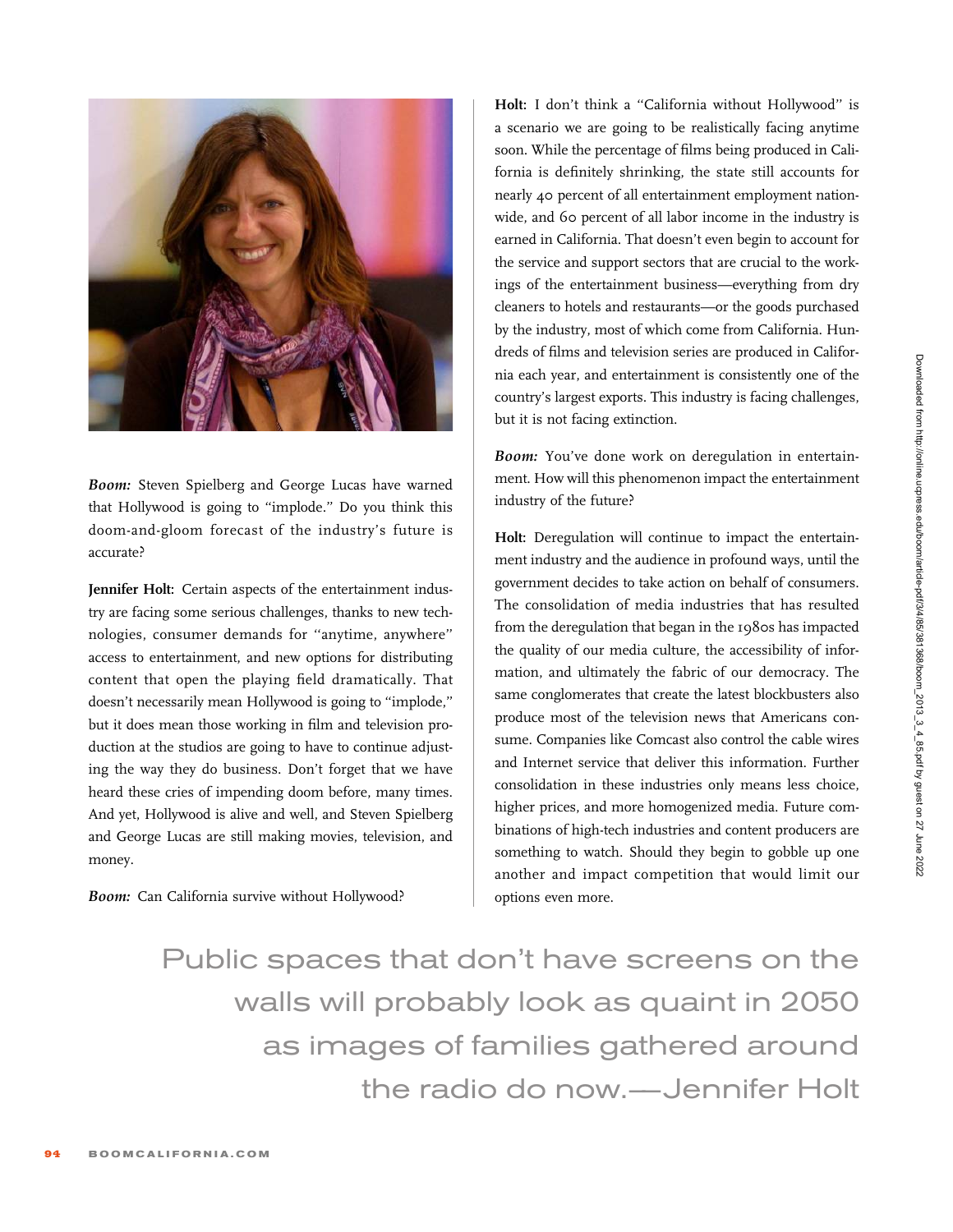***Boom:*** Steven Spielberg and George Lucas have warned that Hollywood is going to "implode." Do you think this doom-and-gloom forecast of the industry's future is accurate?

**Jennifer Holt:** Certain aspects of the entertainment industry are facing some serious challenges, thanks to new technologies, consumer demands for "anytime, anywhere" access to entertainment, and new options for distributing content that open the playing field dramatically. That doesn't necessarily mean Hollywood is going to "implode," but it does mean those working in film and television production at the studios are going to have to continue adjusting the way they do business. Don't forget that we have heard these cries of impending doom before, many times. And yet, Hollywood is alive and well, and Steven Spielberg and George Lucas are still making movies, television, and money.

***Boom:*** Can California survive without Hollywood?

**Holt:** I don't think a "California without Hollywood" is a scenario we are going to be realistically facing anytime soon. While the percentage of films being produced in California is definitely shrinking, the state still accounts for nearly 40 percent of all entertainment employment nationwide, and 60 percent of all labor income in the industry is earned in California. That doesn't even begin to account for the service and support sectors that are crucial to the workings of the entertainment business—everything from dry cleaners to hotels and restaurants—or the goods purchased by the industry, most of which come from California. Hundreds of films and television series are produced in California each year, and entertainment is consistently one of the country's largest exports. This industry is facing challenges, but it is not facing extinction.

***Boom:*** You've done work on deregulation in entertainment. How will this phenomenon impact the entertainment industry of the future?

**Holt:** Deregulation will continue to impact the entertainment industry and the audience in profound ways, until the government decides to take action on behalf of consumers. The consolidation of media industries that has resulted from the deregulation that began in the 1980s has impacted the quality of our media culture, the accessibility of information, and ultimately the fabric of our democracy. The same conglomerates that create the latest blockbusters also produce most of the television news that Americans consume. Companies like Comcast also control the cable wires and Internet service that deliver this information. Further consolidation in these industries only means less choice, higher prices, and more homogenized media. Future combinations of high-tech industries and content producers are something to watch. Should they begin to gobble up one another and impact competition that would limit our options even more.

> Public spaces that don't have screens on the walls will probably look as quaint in 2050 as images of families gathered around the radio do now.—Jennifer Holt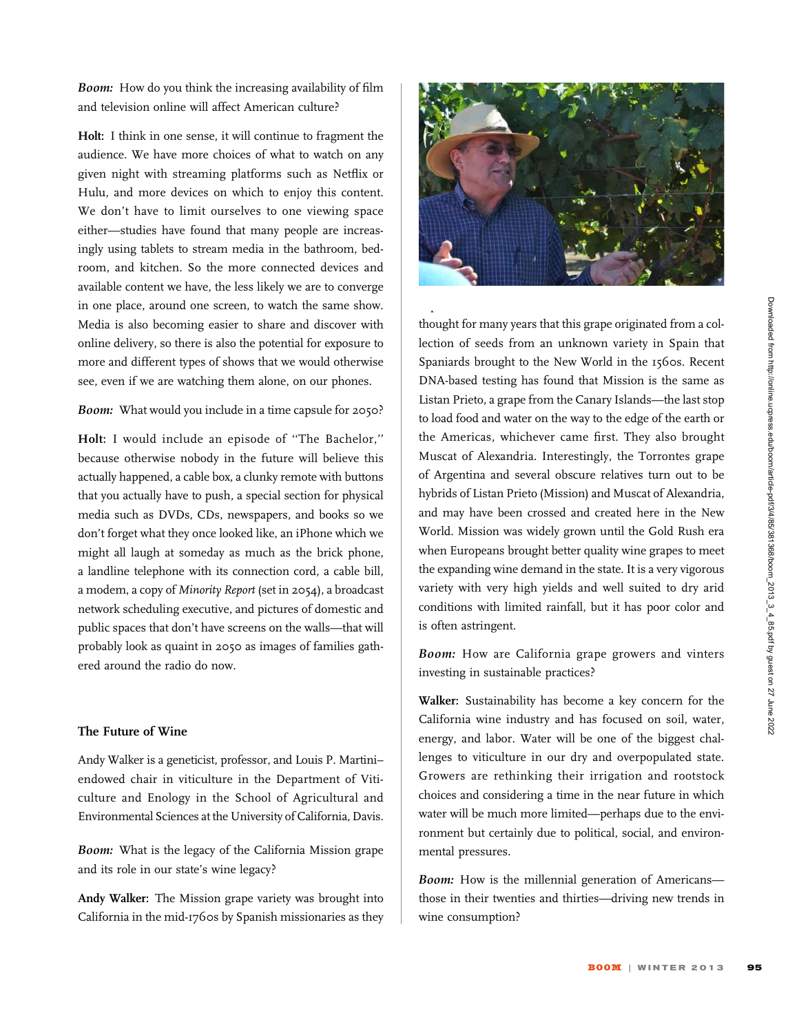***Boom:*** How do you think the increasing availability of film and television online will affect American culture?

**Holt:** I think in one sense, it will continue to fragment the audience. We have more choices of what to watch on any given night with streaming platforms such as Netflix or Hulu, and more devices on which to enjoy this content. We don't have to limit ourselves to one viewing space either—studies have found that many people are increasingly using tablets to stream media in the bathroom, bedroom, and kitchen. So the more connected devices and available content we have, the less likely we are to converge in one place, around one screen, to watch the same show. Media is also becoming easier to share and discover with online delivery, so there is also the potential for exposure to more and different types of shows that we would otherwise see, even if we are watching them alone, on our phones.

***Boom:*** What would you include in a time capsule for 2050?

**Holt:** I would include an episode of "The Bachelor," because otherwise nobody in the future will believe this actually happened, a cable box, a clunky remote with buttons that you actually have to push, a special section for physical media such as DVDs, CDs, newspapers, and books so we don't forget what they once looked like, an iPhone which we might all laugh at someday as much as the brick phone, a landline telephone with its connection cord, a cable bill, a modem, a copy of *Minority Report* (set in 2054), a broadcast network scheduling executive, and pictures of domestic and public spaces that don't have screens on the walls—that will probably look as quaint in 2050 as images of families gathered around the radio do now.

### The Future of Wine

Andy Walker is a geneticist, professor, and Louis P. Martini–endowed chair in viticulture in the Department of Viticulture and Enology in the School of Agricultural and Environmental Sciences at the University of California, Davis.

***Boom:*** What is the legacy of the California Mission grape and its role in our state's wine legacy?

**Andy Walker:** The Mission grape variety was brought into California in the mid-1760s by Spanish missionaries as they thought for many years that this grape originated from a collection of seeds from an unknown variety in Spain that Spaniards brought to the New World in the 1560s. Recent DNA-based testing has found that Mission is the same as Listan Prieto, a grape from the Canary Islands—the last stop to load food and water on the way to the edge of the earth or the Americas, whichever came first. They also brought Muscat of Alexandria. Interestingly, the Torrontes grape of Argentina and several obscure relatives turn out to be hybrids of Listan Prieto (Mission) and Muscat of Alexandria, and may have been crossed and created here in the New World. Mission was widely grown until the Gold Rush era when Europeans brought better quality wine grapes to meet the expanding wine demand in the state. It is a very vigorous variety with very high yields and well suited to dry arid conditions with limited rainfall, but it has poor color and is often astringent.

***Boom:*** How are California grape growers and vinters investing in sustainable practices?

**Walker:** Sustainability has become a key concern for the California wine industry and has focused on soil, water, energy, and labor. Water will be one of the biggest challenges to viticulture in our dry and overpopulated state. Growers are rethinking their irrigation and rootstock choices and considering a time in the near future in which water will be much more limited—perhaps due to the environment but certainly due to political, social, and environmental pressures.

***Boom:*** How is the millennial generation of Americans—those in their twenties and thirties—driving new trends in wine consumption?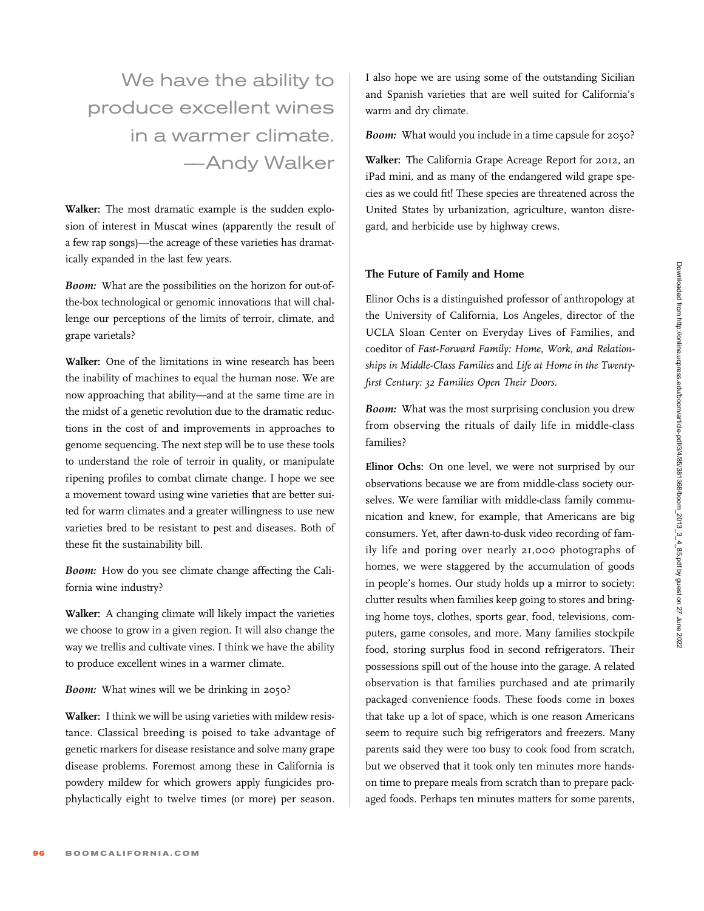> We have the ability to produce excellent wines in a warmer climate. —Andy Walker

**Walker:** The most dramatic example is the sudden explosion of interest in Muscat wines (apparently the result of a few rap songs)—the acreage of these varieties has dramatically expanded in the last few years.

***Boom:*** What are the possibilities on the horizon for out-of-the-box technological or genomic innovations that will challenge our perceptions of the limits of terroir, climate, and grape varietals?

**Walker:** One of the limitations in wine research has been the inability of machines to equal the human nose. We are now approaching that ability—and at the same time are in the midst of a genetic revolution due to the dramatic reductions in the cost of and improvements in approaches to genome sequencing. The next step will be to use these tools to understand the role of terroir in quality, or manipulate ripening profiles to combat climate change. I hope we see a movement toward using wine varieties that are better suited for warm climates and a greater willingness to use new varieties bred to be resistant to pest and diseases. Both of these fit the sustainability bill.

***Boom:*** How do you see climate change affecting the California wine industry?

**Walker:** A changing climate will likely impact the varieties we choose to grow in a given region. It will also change the way we trellis and cultivate vines. I think we have the ability to produce excellent wines in a warmer climate.

***Boom:*** What wines will we be drinking in 2050?

**Walker:** I think we will be using varieties with mildew resistance. Classical breeding is poised to take advantage of genetic markers for disease resistance and solve many grape disease problems. Foremost among these in California is powdery mildew for which growers apply fungicides prophylactically eight to twelve times (or more) per season. I also hope we are using some of the outstanding Sicilian and Spanish varieties that are well suited for California's warm and dry climate.

***Boom:*** What would you include in a time capsule for 2050?

**Walker:** The California Grape Acreage Report for 2012, an iPad mini, and as many of the endangered wild grape species as we could fit! These species are threatened across the United States by urbanization, agriculture, wanton disregard, and herbicide use by highway crews.

### The Future of Family and Home

Elinor Ochs is a distinguished professor of anthropology at the University of California, Los Angeles, director of the UCLA Sloan Center on Everyday Lives of Families, and coeditor of *Fast-Forward Family: Home, Work, and Relationships in Middle-Class Families* and *Life at Home in the Twenty-first Century: 32 Families Open Their Doors.*

***Boom:*** What was the most surprising conclusion you drew from observing the rituals of daily life in middle-class families?

**Elinor Ochs:** On one level, we were not surprised by our observations because we are from middle-class society ourselves. We were familiar with middle-class family communication and knew, for example, that Americans are big consumers. Yet, after dawn-to-dusk video recording of family life and poring over nearly 21,000 photographs of homes, we were staggered by the accumulation of goods in people's homes. Our study holds up a mirror to society: clutter results when families keep going to stores and bringing home toys, clothes, sports gear, food, televisions, computers, game consoles, and more. Many families stockpile food, storing surplus food in second refrigerators. Their possessions spill out of the house into the garage. A related observation is that families purchased and ate primarily packaged convenience foods. These foods come in boxes that take up a lot of space, which is one reason Americans seem to require such big refrigerators and freezers. Many parents said they were too busy to cook food from scratch, but we observed that it took only ten minutes more hands-on time to prepare meals from scratch than to prepare packaged foods. Perhaps ten minutes matters for some parents,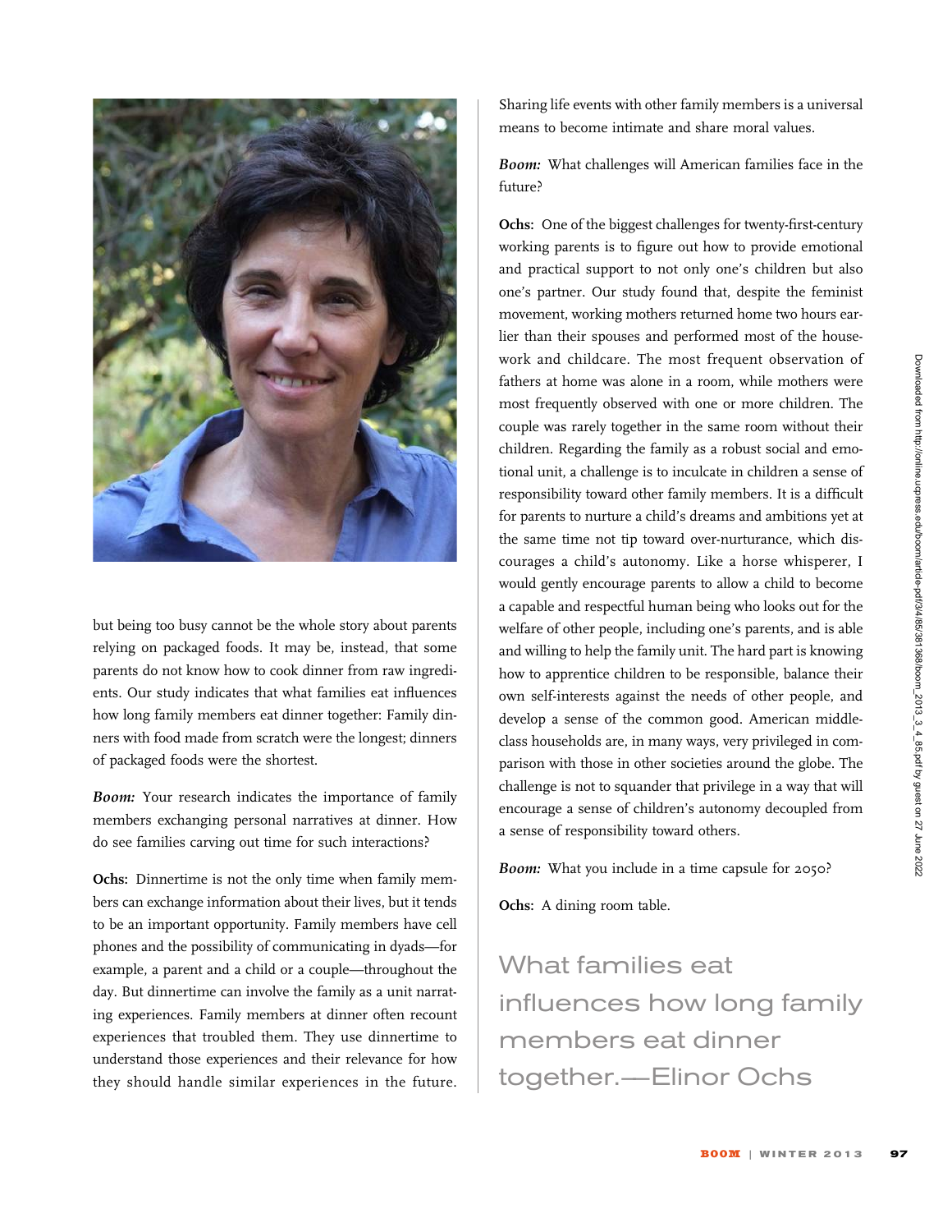but being too busy cannot be the whole story about parents relying on packaged foods. It may be, instead, that some parents do not know how to cook dinner from raw ingredients. Our study indicates that what families eat influences how long family members eat dinner together: Family dinners with food made from scratch were the longest; dinners of packaged foods were the shortest.

***Boom:*** Your research indicates the importance of family members exchanging personal narratives at dinner. How do see families carving out time for such interactions?

**Ochs:** Dinnertime is not the only time when family members can exchange information about their lives, but it tends to be an important opportunity. Family members have cell phones and the possibility of communicating in dyads—for example, a parent and a child or a couple—throughout the day. But dinnertime can involve the family as a unit narrating experiences. Family members at dinner often recount experiences that troubled them. They use dinnertime to understand those experiences and their relevance for how they should handle similar experiences in the future. Sharing life events with other family members is a universal means to become intimate and share moral values.

***Boom:*** What challenges will American families face in the future?

**Ochs:** One of the biggest challenges for twenty-first-century working parents is to figure out how to provide emotional and practical support to not only one's children but also one's partner. Our study found that, despite the feminist movement, working mothers returned home two hours earlier than their spouses and performed most of the housework and childcare. The most frequent observation of fathers at home was alone in a room, while mothers were most frequently observed with one or more children. The couple was rarely together in the same room without their children. Regarding the family as a robust social and emotional unit, a challenge is to inculcate in children a sense of responsibility toward other family members. It is a difficult for parents to nurture a child's dreams and ambitions yet at the same time not tip toward over-nurturance, which discourages a child's autonomy. Like a horse whisperer, I would gently encourage parents to allow a child to become a capable and respectful human being who looks out for the welfare of other people, including one's parents, and is able and willing to help the family unit. The hard part is knowing how to apprentice children to be responsible, balance their own self-interests against the needs of other people, and develop a sense of the common good. American middle-class households are, in many ways, very privileged in comparison with those in other societies around the globe. The challenge is not to squander that privilege in a way that will encourage a sense of children's autonomy decoupled from a sense of responsibility toward others.

***Boom:*** What you include in a time capsule for 2050?

**Ochs:** A dining room table.

> What families eat influences how long family members eat dinner together.—Elinor Ochs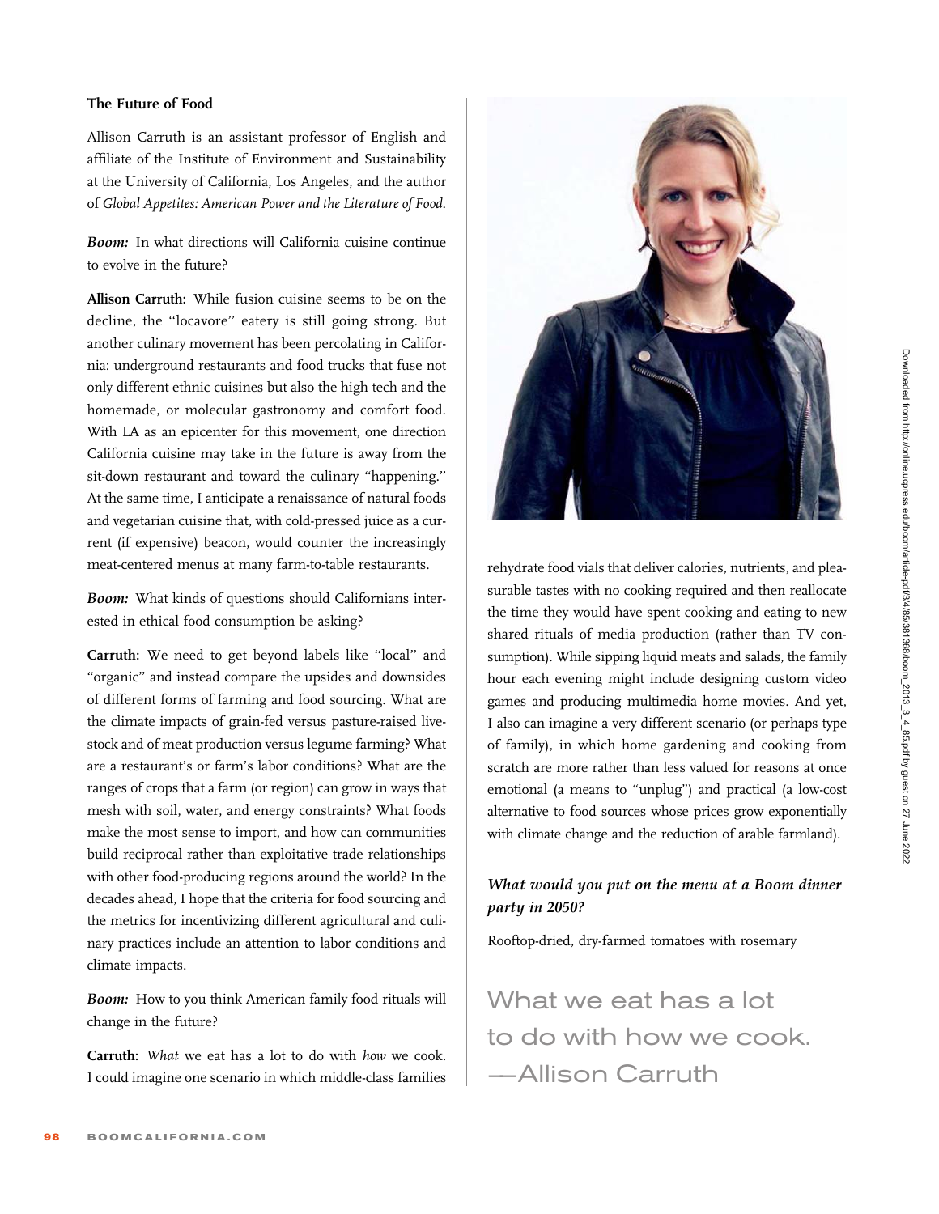**The Future of Food**

Allison Carruth is an assistant professor of English and affiliate of the Institute of Environment and Sustainability at the University of California, Los Angeles, and the author of *Global Appetites: American Power and the Literature of Food*.

***Boom:*** In what directions will California cuisine continue to evolve in the future?

**Allison Carruth:** While fusion cuisine seems to be on the decline, the "locavore" eatery is still going strong. But another culinary movement has been percolating in California: underground restaurants and food trucks that fuse not only different ethnic cuisines but also the high tech and the homemade, or molecular gastronomy and comfort food. With LA as an epicenter for this movement, one direction California cuisine may take in the future is away from the sit-down restaurant and toward the culinary "happening." At the same time, I anticipate a renaissance of natural foods and vegetarian cuisine that, with cold-pressed juice as a current (if expensive) beacon, would counter the increasingly meat-centered menus at many farm-to-table restaurants.

***Boom:*** What kinds of questions should Californians interested in ethical food consumption be asking?

**Carruth:** We need to get beyond labels like "local" and "organic" and instead compare the upsides and downsides of different forms of farming and food sourcing. What are the climate impacts of grain-fed versus pasture-raised livestock and of meat production versus legume farming? What are a restaurant's or farm's labor conditions? What are the ranges of crops that a farm (or region) can grow in ways that mesh with soil, water, and energy constraints? What foods make the most sense to import, and how can communities build reciprocal rather than exploitative trade relationships with other food-producing regions around the world? In the decades ahead, I hope that the criteria for food sourcing and the metrics for incentivizing different agricultural and culinary practices include an attention to labor conditions and climate impacts.

***Boom:*** How to you think American family food rituals will change in the future?

**Carruth:** *What* we eat has a lot to do with *how* we cook. I could imagine one scenario in which middle-class families rehydrate food vials that deliver calories, nutrients, and pleasurable tastes with no cooking required and then reallocate the time they would have spent cooking and eating to new shared rituals of media production (rather than TV consumption). While sipping liquid meats and salads, the family hour each evening might include designing custom video games and producing multimedia home movies. And yet, I also can imagine a very different scenario (or perhaps type of family), in which home gardening and cooking from scratch are more rather than less valued for reasons at once emotional (a means to "unplug") and practical (a low-cost alternative to food sources whose prices grow exponentially with climate change and the reduction of arable farmland).

***What would you put on the menu at a Boom dinner party in 2050?***

Rooftop-dried, dry-farmed tomatoes with rosemary

What we eat has a lot to do with how we cook.
—Allison Carruth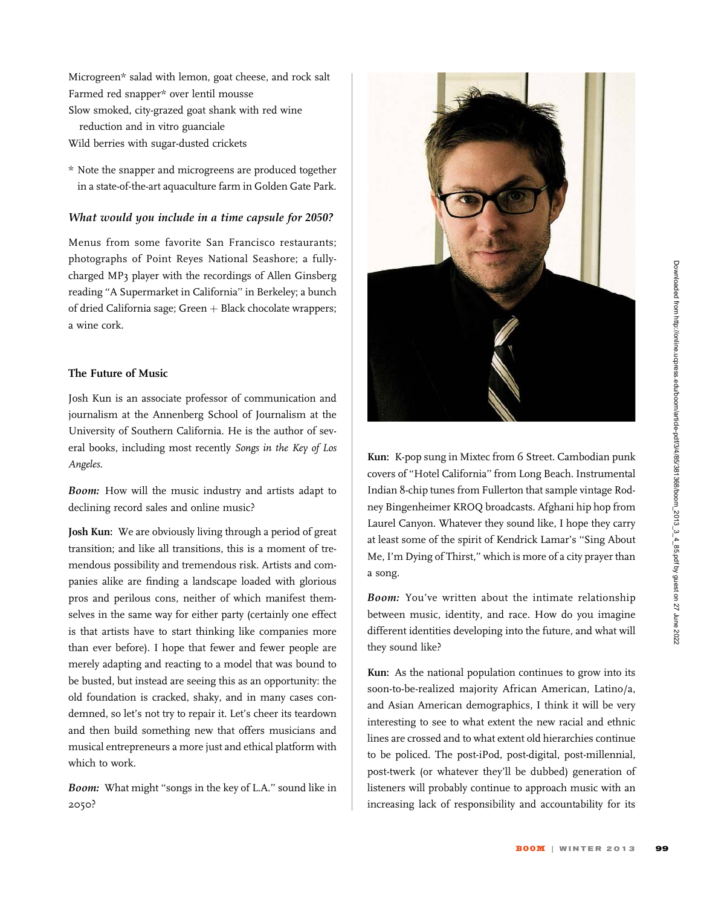Microgreen* salad with lemon, goat cheese, and rock salt
Farmed red snapper* over lentil mousse
Slow smoked, city-grazed goat shank with red wine reduction and in vitro guanciale
Wild berries with sugar-dusted crickets

* Note the snapper and microgreens are produced together in a state-of-the-art aquaculture farm in Golden Gate Park.

***What would you include in a time capsule for 2050?***

Menus from some favorite San Francisco restaurants; photographs of Point Reyes National Seashore; a fully-charged MP3 player with the recordings of Allen Ginsberg reading "A Supermarket in California" in Berkeley; a bunch of dried California sage; Green + Black chocolate wrappers; a wine cork.

## The Future of Music

Josh Kun is an associate professor of communication and journalism at the Annenberg School of Journalism at the University of Southern California. He is the author of several books, including most recently *Songs in the Key of Los Angeles*.

***Boom:*** How will the music industry and artists adapt to declining record sales and online music?

**Josh Kun:** We are obviously living through a period of great transition; and like all transitions, this is a moment of tremendous possibility and tremendous risk. Artists and companies alike are finding a landscape loaded with glorious pros and perilous cons, neither of which manifest themselves in the same way for either party (certainly one effect is that artists have to start thinking like companies more than ever before). I hope that fewer and fewer people are merely adapting and reacting to a model that was bound to be busted, but instead are seeing this as an opportunity: the old foundation is cracked, shaky, and in many cases condemned, so let's not try to repair it. Let's cheer its teardown and then build something new that offers musicians and musical entrepreneurs a more just and ethical platform with which to work.

***Boom:*** What might "songs in the key of L.A." sound like in 2050?

**Kun:** K-pop sung in Mixtec from 6 Street. Cambodian punk covers of "Hotel California" from Long Beach. Instrumental Indian 8-chip tunes from Fullerton that sample vintage Rodney Bingenheimer KROQ broadcasts. Afghani hip hop from Laurel Canyon. Whatever they sound like, I hope they carry at least some of the spirit of Kendrick Lamar's "Sing About Me, I'm Dying of Thirst," which is more of a city prayer than a song.

***Boom:*** You've written about the intimate relationship between music, identity, and race. How do you imagine different identities developing into the future, and what will they sound like?

**Kun:** As the national population continues to grow into its soon-to-be-realized majority African American, Latino/a, and Asian American demographics, I think it will be very interesting to see to what extent the new racial and ethnic lines are crossed and to what extent old hierarchies continue to be policed. The post-iPod, post-digital, post-millennial, post-twerk (or whatever they'll be dubbed) generation of listeners will probably continue to approach music with an increasing lack of responsibility and accountability for its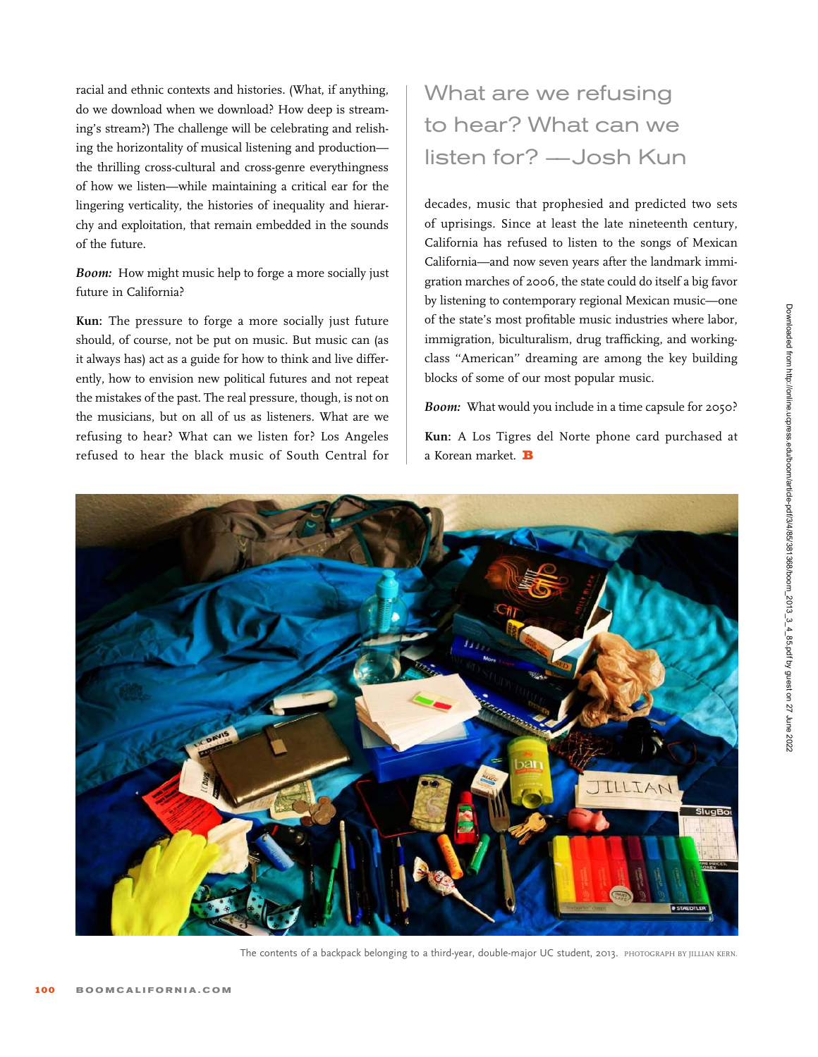racial and ethnic contexts and histories. (What, if anything, do we download when we download? How deep is streaming's stream?) The challenge will be celebrating and relishing the horizontality of musical listening and production—the thrilling cross-cultural and cross-genre everythingness of how we listen—while maintaining a critical ear for the lingering verticality, the histories of inequality and hierarchy and exploitation, that remain embedded in the sounds of the future.

***Boom:*** How might music help to forge a more socially just future in California?

**Kun:** The pressure to forge a more socially just future should, of course, not be put on music. But music can (as it always has) act as a guide for how to think and live differently, how to envision new political futures and not repeat the mistakes of the past. The real pressure, though, is not on the musicians, but on all of us as listeners. What are we refusing to hear? What can we listen for? Los Angeles refused to hear the black music of South Central for decades, music that prophesied and predicted two sets of uprisings. Since at least the late nineteenth century, California has refused to listen to the songs of Mexican California—and now seven years after the landmark immigration marches of 2006, the state could do itself a big favor by listening to contemporary regional Mexican music—one of the state's most profitable music industries where labor, immigration, biculturalism, drug trafficking, and working-class "American" dreaming are among the key building blocks of some of our most popular music.

> What are we refusing to hear? What can we listen for? —Josh Kun

***Boom:*** What would you include in a time capsule for 2050?

**Kun:** A Los Tigres del Norte phone card purchased at a Korean market. **B**

The contents of a backpack belonging to a third-year, double-major UC student, 2013. PHOTOGRAPH BY JILLIAN KERN.